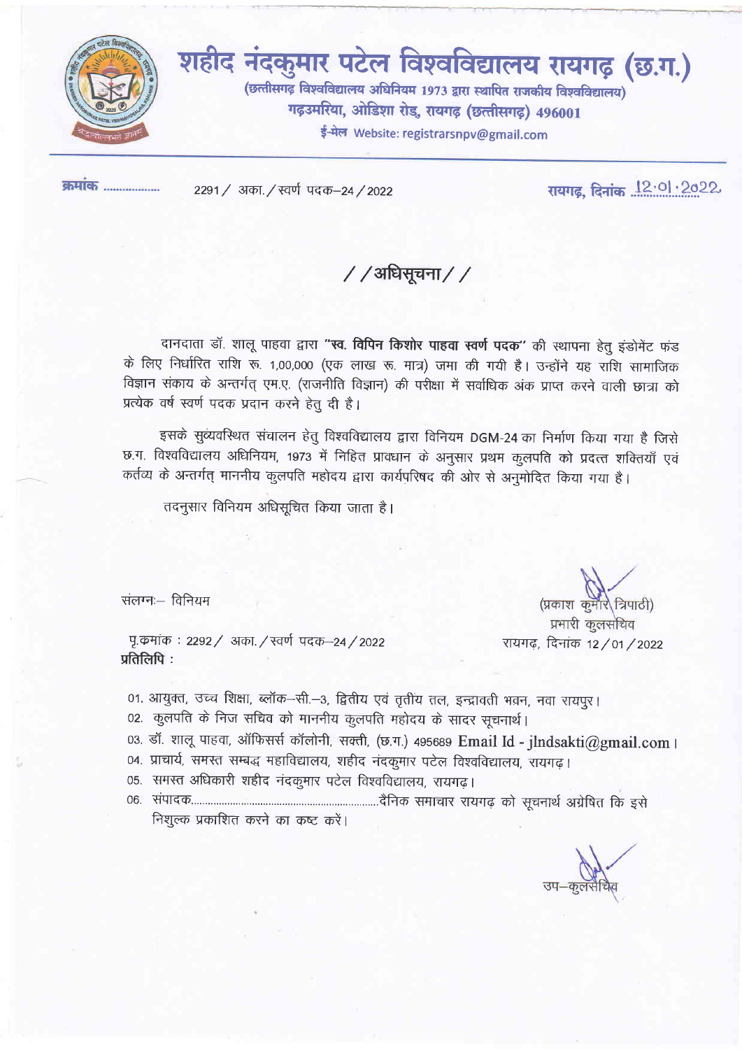# शहीद नंदकुमार पटेल विश्वविद्यालय रायगढ़ (छ.ग.)

(छत्तीसगढ़ विश्वविद्यालय अधिनियम 1973 द्वारा स्थापित राजकीय विश्वविद्यालय)
गढ़उमरिया, ओडिशा रोड, रायगढ़ (छत्तीसगढ़) 496001
ई-मेल Website: registrarsnpv@gmail.com

क्रमांक .................. 2291 / अका. / स्वर्ण पदक–24 / 2022 रायगढ़, दिनांक 12.01.2022

## / /अधिसूचना/ /

दानदाता डॉ. शालू पाहवा द्वारा **"स्व. विपिन किशोर पाहवा स्वर्ण पदक"** की स्थापना हेतु इंडोमेंट फंड के लिए निर्धारित राशि रू. 1,00,000 (एक लाख रू. मात्र) जमा की गयी है। उन्होंने यह राशि सामाजिक विज्ञान संकाय के अन्तर्गत् एम.ए. (राजनीति विज्ञान) की परीक्षा में सर्वाधिक अंक प्राप्त करने वाली छात्रा को प्रत्येक वर्ष स्वर्ण पदक प्रदान करने हेतु दी है।

इसके सुव्यवस्थित संचालन हेतु विश्वविद्यालय द्वारा विनियम DGM-24 का निर्माण किया गया है जिसे छ.ग. विश्वविद्यालय अधिनियम, 1973 में निहित प्रावधान के अनुसार प्रथम कुलपति को प्रदत्त शक्तियाँ एवं कर्तव्य के अन्तर्गत् माननीय कुलपति महोदय द्वारा कार्यपरिषद की ओर से अनुमोदित किया गया है।

तदनुसार विनियम अधिसूचित किया जाता है।

संलग्नः– विनियम

(प्रकाश कुमार त्रिपाठी)
प्रभारी कुलसचिव
रायगढ़, दिनांक 12 / 01 / 2022

पृ.क्रमांक : 2292 / अका. / स्वर्ण पदक–24 / 2022
**प्रतिलिपि :**

01. आयुक्त, उच्च शिक्षा, ब्लॉक–सी.–3, द्वितीय एवं तृतीय तल, इन्द्रावती भवन, नवा रायपुर।
02. कुलपति के निज सचिव को माननीय कुलपति महोदय के सादर सूचनार्थ।
03. डॉ. शालू पाहवा, ऑफिसर्स कॉलोनी, सक्ती, (छ.ग.) 495689 Email Id - jlndsakti@gmail.com।
04. प्राचार्य, समस्त सम्बद्ध महाविद्यालय, शहीद नंदकुमार पटेल विश्वविद्यालय, रायगढ़।
05. समस्त अधिकारी शहीद नंदकुमार पटेल विश्वविद्यालय, रायगढ़।
06. संपादक..................................................................दैनिक समाचार रायगढ़ को सूचनार्थ अग्रेषित कि इसे निशुल्क प्रकाशित करने का कष्ट करें।

उप–कुलसचिव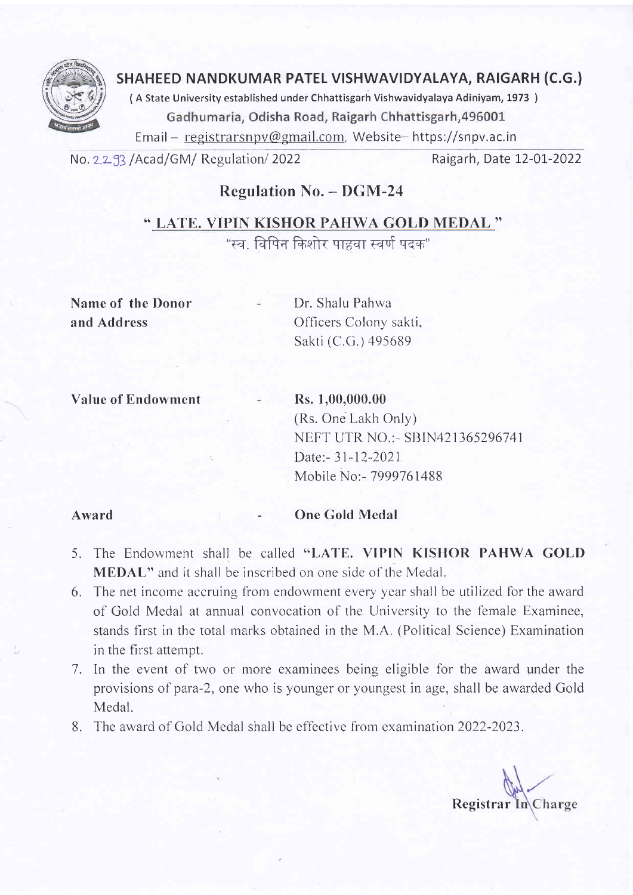# SHAHEED NANDKUMAR PATEL VISHWAVIDYALAYA, RAIGARH (C.G.)

( A State University established under Chhattisgarh Vishwavidyalaya Adiniyam, 1973 )

Gadhumaria, Odisha Road, Raigarh Chhattisgarh,496001

Email – registrarsnpv@gmail.com, Website– https://snpv.ac.in

No. 2293 /Acad/GM/ Regulation/ 2022 Raigarh, Date 12-01-2022

## Regulation No. – DGM-24

## " LATE. VIPIN KISHOR PAHWA GOLD MEDAL "

"स्व. विपिन किशोर पाहवा स्वर्ण पदक"

**Name of the Donor and Address** - Dr. Shalu Pahwa
Officers Colony sakti,
Sakti (C.G.) 495689

**Value of Endowment** - **Rs. 1,00,000.00**
(Rs. One Lakh Only)
NEFT UTR NO.:- SBIN421365296741
Date:- 31-12-2021
Mobile No:- 7999761488

**Award** - **One Gold Medal**

5. The Endowment shall be called **"LATE. VIPIN KISHOR PAHWA GOLD MEDAL"** and it shall be inscribed on one side of the Medal.
6. The net income accruing from endowment every year shall be utilized for the award of Gold Medal at annual convocation of the University to the female Examinee, stands first in the total marks obtained in the M.A. (Political Science) Examination in the first attempt.
7. In the event of two or more examinees being eligible for the award under the provisions of para-2, one who is younger or youngest in age, shall be awarded Gold Medal.
8. The award of Gold Medal shall be effective from examination 2022-2023.

Registrar In Charge